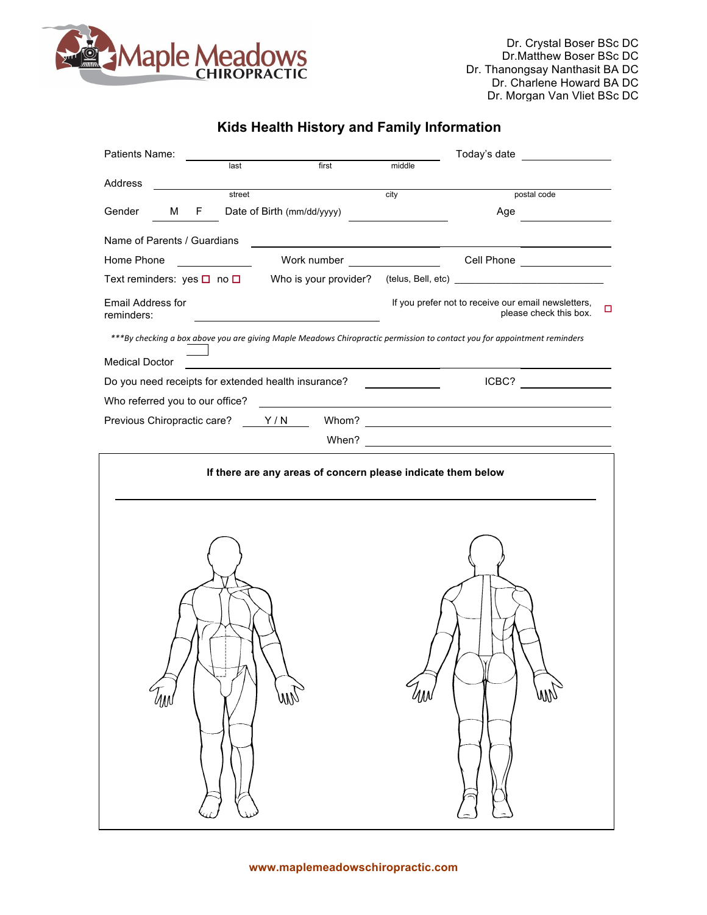Maple Meadows CHIROPRACTIC

Dr. Crystal Boser BSc DC
Dr.Matthew Boser BSc DC
Dr. Thanongsay Nanthasit BA DC
Dr. Charlene Howard BA DC
Dr. Morgan Van Vliet BSc DC

# Kids Health History and Family Information

Patients Name: ______________________________ (last / first / middle) Today's date __________

Address ______________________________ (street / city / postal code)

Gender M F Date of Birth (mm/dd/yyyy) __________ Age __________

Name of Parents / Guardians ______________________________

Home Phone __________ Work number __________ Cell Phone __________

Text reminders: yes ☐ no ☐ Who is your provider? (telus, Bell, etc) __________

Email Address for reminders: __________ If you prefer not to receive our email newsletters, please check this box. ☐

*\*\*\*By checking a box above you are giving Maple Meadows Chiropractic permission to contact you for appointment reminders*

Medical Doctor ______________________________

Do you need receipts for extended health insurance? __________ ICBC? __________

Who referred you to our office? ______________________________

Previous Chiropractic care? Y / N Whom? __________

When? __________

**If there are any areas of concern please indicate them below**

______________________________

www.maplemeadowschiropractic.com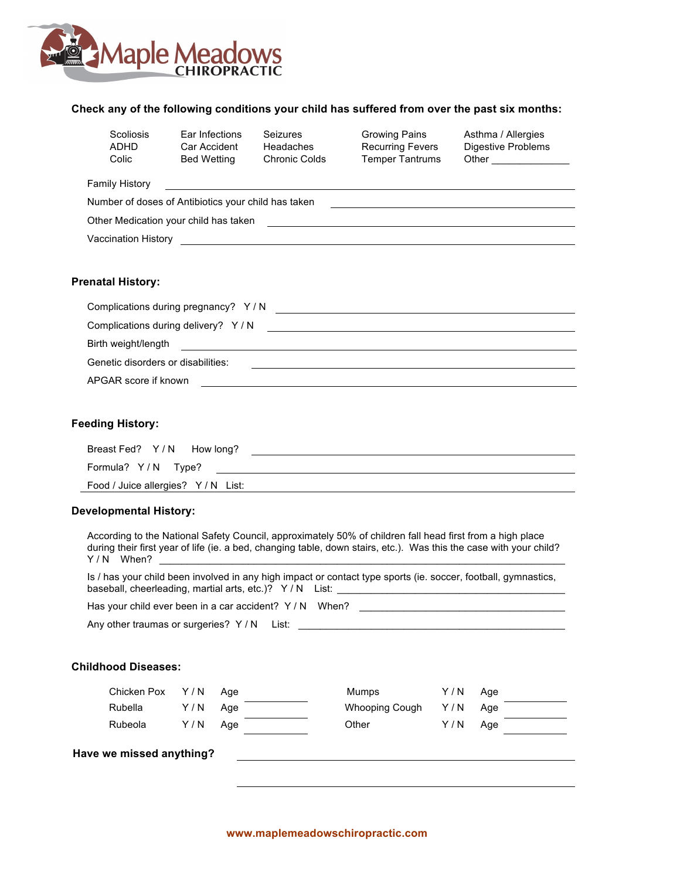Maple Meadows CHIROPRACTIC

**Check any of the following conditions your child has suffered from over the past six months:**

| | | | | |
|---|---|---|---|---|
| Scoliosis | Ear Infections | Seizures | Growing Pains | Asthma / Allergies |
| ADHD | Car Accident | Headaches | Recurring Fevers | Digestive Problems |
| Colic | Bed Wetting | Chronic Colds | Temper Tantrums | Other ______________ |

Family History ______________________________

Number of doses of Antibiotics your child has taken ______________________________

Other Medication your child has taken ______________________________

Vaccination History ______________________________

**Prenatal History:**

Complications during pregnancy? Y / N ______________________________

Complications during delivery? Y / N ______________________________

Birth weight/length ______________________________

Genetic disorders or disabilities: ______________________________

APGAR score if known ______________________________

**Feeding History:**

Breast Fed? Y / N How long? ______________________________

Formula? Y / N Type? ______________________________

Food / Juice allergies? Y / N List: ______________________________

**Developmental History:**

According to the National Safety Council, approximately 50% of children fall head first from a high place during their first year of life (ie. a bed, changing table, down stairs, etc.). Was this the case with your child? Y / N When? ______________________________

Is / has your child been involved in any high impact or contact type sports (ie. soccer, football, gymnastics, baseball, cheerleading, martial arts, etc.)? Y / N List: ______________________________

Has your child ever been in a car accident? Y / N When? ______________________________

Any other traumas or surgeries? Y / N List: ______________________________

**Childhood Diseases:**

| | | | | | | | |
|---|---|---|---|---|---|---|---|
| Chicken Pox | Y / N | Age | ________ | Mumps | Y / N | Age | ________ |
| Rubella | Y / N | Age | ________ | Whooping Cough | Y / N | Age | ________ |
| Rubeola | Y / N | Age | ________ | Other | Y / N | Age | ________ |

**Have we missed anything?** ______________________________

______________________________

www.maplemeadowschiropractic.com